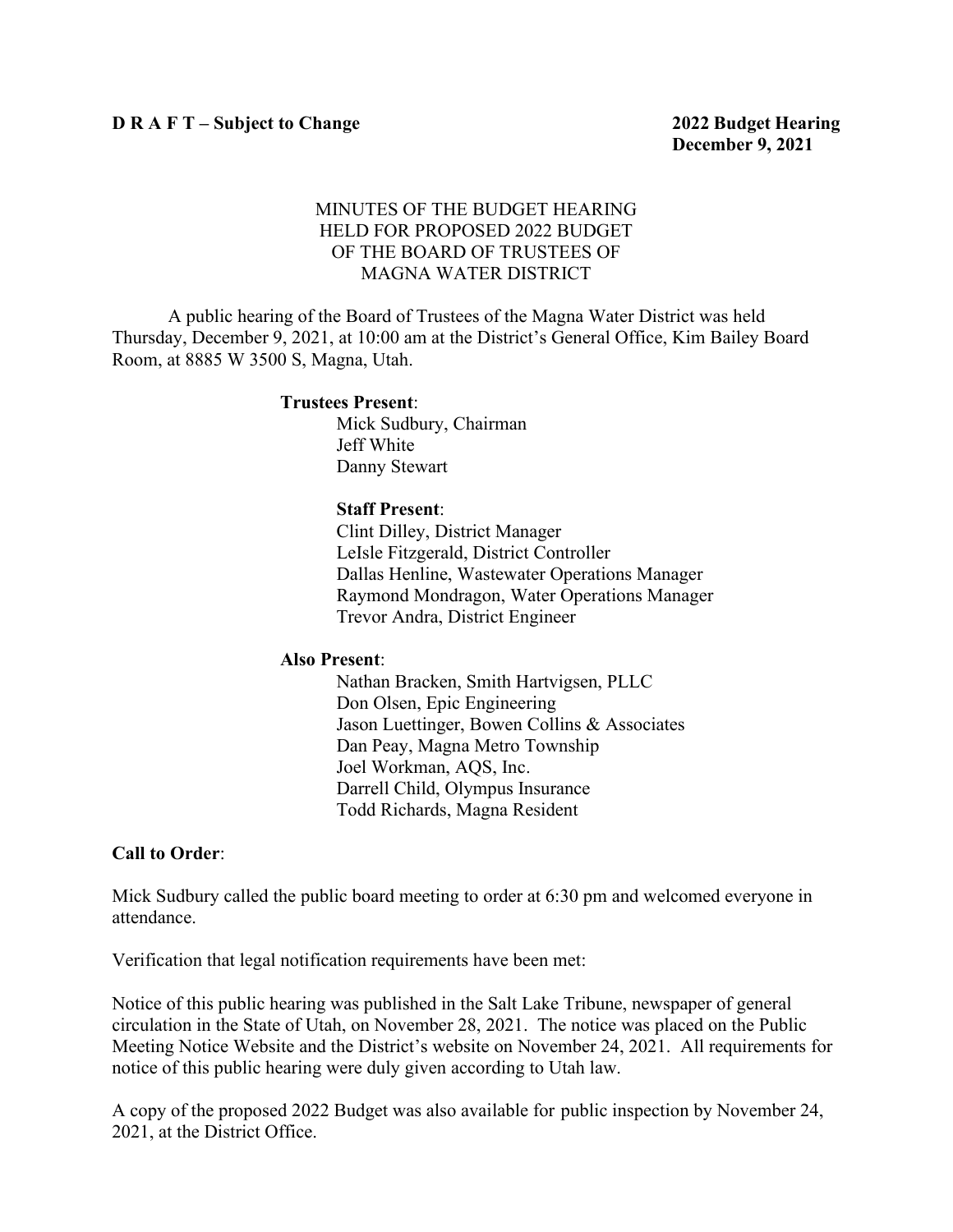**D R A F T – Subject to Change** **2022 Budget Hearing**
**December 9, 2021**

MINUTES OF THE BUDGET HEARING
HELD FOR PROPOSED 2022 BUDGET
OF THE BOARD OF TRUSTEES OF
MAGNA WATER DISTRICT

A public hearing of the Board of Trustees of the Magna Water District was held Thursday, December 9, 2021, at 10:00 am at the District's General Office, Kim Bailey Board Room, at 8885 W 3500 S, Magna, Utah.

**Trustees Present**:
Mick Sudbury, Chairman
Jeff White
Danny Stewart

**Staff Present**:
Clint Dilley, District Manager
LeIsle Fitzgerald, District Controller
Dallas Henline, Wastewater Operations Manager
Raymond Mondragon, Water Operations Manager
Trevor Andra, District Engineer

**Also Present**:
Nathan Bracken, Smith Hartvigsen, PLLC
Don Olsen, Epic Engineering
Jason Luettinger, Bowen Collins & Associates
Dan Peay, Magna Metro Township
Joel Workman, AQS, Inc.
Darrell Child, Olympus Insurance
Todd Richards, Magna Resident

**Call to Order**:

Mick Sudbury called the public board meeting to order at 6:30 pm and welcomed everyone in attendance.

Verification that legal notification requirements have been met:

Notice of this public hearing was published in the Salt Lake Tribune, newspaper of general circulation in the State of Utah, on November 28, 2021. The notice was placed on the Public Meeting Notice Website and the District's website on November 24, 2021. All requirements for notice of this public hearing were duly given according to Utah law.

A copy of the proposed 2022 Budget was also available for public inspection by November 24, 2021, at the District Office.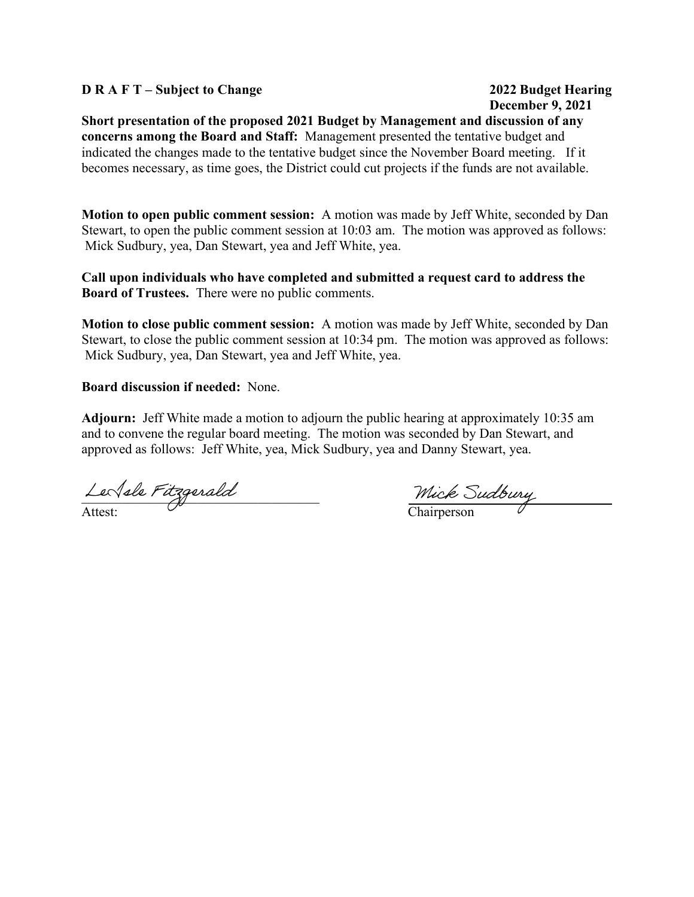**D R A F T – Subject to Change** **2022 Budget Hearing**
**December 9, 2021**

**Short presentation of the proposed 2021 Budget by Management and discussion of any concerns among the Board and Staff:** Management presented the tentative budget and indicated the changes made to the tentative budget since the November Board meeting. If it becomes necessary, as time goes, the District could cut projects if the funds are not available.

**Motion to open public comment session:** A motion was made by Jeff White, seconded by Dan Stewart, to open the public comment session at 10:03 am. The motion was approved as follows: Mick Sudbury, yea, Dan Stewart, yea and Jeff White, yea.

**Call upon individuals who have completed and submitted a request card to address the Board of Trustees.** There were no public comments.

**Motion to close public comment session:** A motion was made by Jeff White, seconded by Dan Stewart, to close the public comment session at 10:34 pm. The motion was approved as follows: Mick Sudbury, yea, Dan Stewart, yea and Jeff White, yea.

**Board discussion if needed:** None.

**Adjourn:** Jeff White made a motion to adjourn the public hearing at approximately 10:35 am and to convene the regular board meeting. The motion was seconded by Dan Stewart, and approved as follows: Jeff White, yea, Mick Sudbury, yea and Danny Stewart, yea.

LeIsle Fitzgerald
Attest:

Mick Sudbury
Chairperson